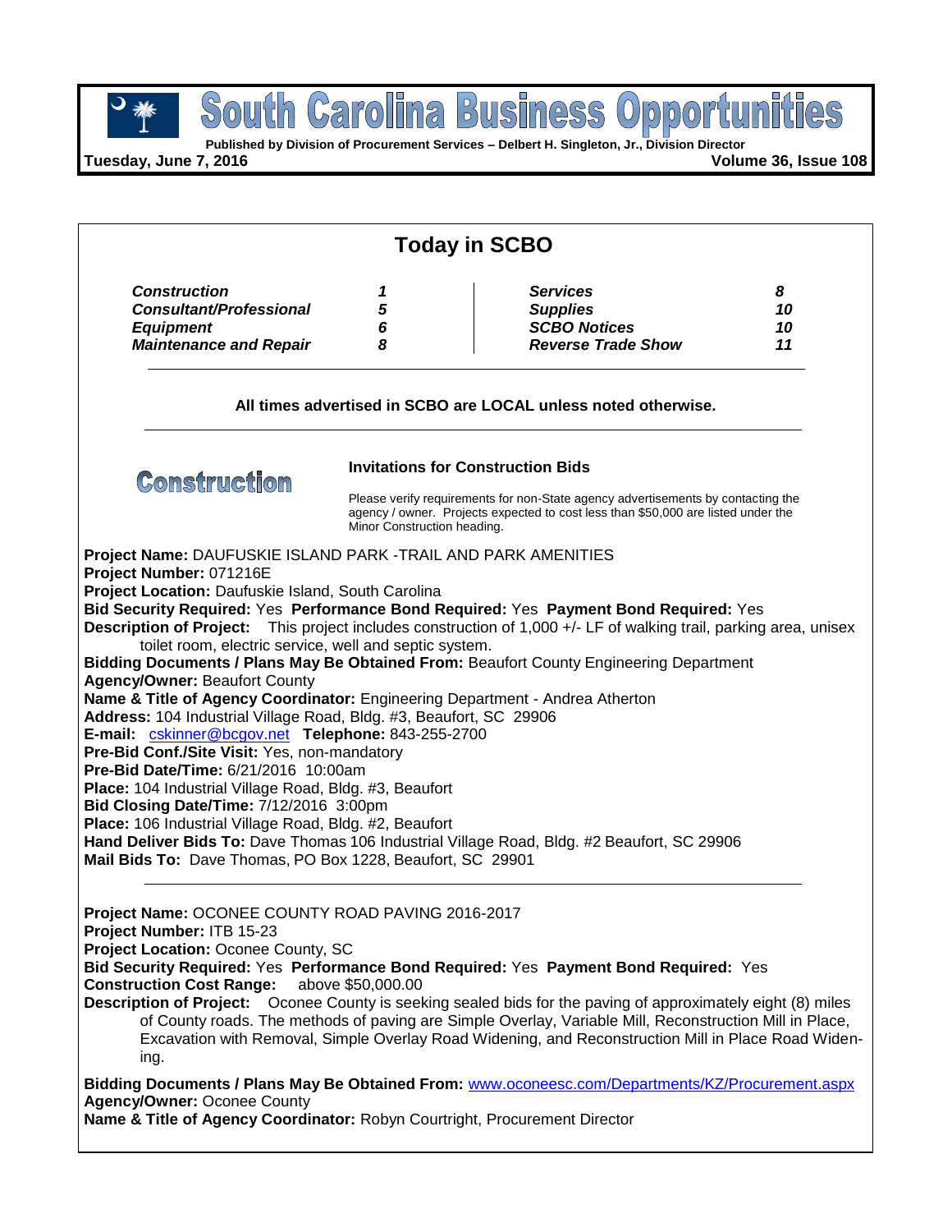# South Carolina Business Opportunities

**Published by Division of Procurement Services – Delbert H. Singleton, Jr., Division Director**

**Tuesday, June 7, 2016** **Volume 36, Issue 108**

## Today in SCBO

| | | | |
|---|---|---|---|
| ***Construction*** | ***1*** | ***Services*** | ***8*** |
| ***Consultant/Professional*** | ***5*** | ***Supplies*** | ***10*** |
| ***Equipment*** | ***6*** | ***SCBO Notices*** | ***10*** |
| ***Maintenance and Repair*** | ***8*** | ***Reverse Trade Show*** | ***11*** |

**All times advertised in SCBO are LOCAL unless noted otherwise.**

## Construction

**Invitations for Construction Bids**

Please verify requirements for non-State agency advertisements by contacting the agency / owner. Projects expected to cost less than $50,000 are listed under the Minor Construction heading.

**Project Name:** DAUFUSKIE ISLAND PARK -TRAIL AND PARK AMENITIES
**Project Number:** 071216E
**Project Location:** Daufuskie Island, South Carolina
**Bid Security Required:** Yes **Performance Bond Required:** Yes **Payment Bond Required:** Yes
**Description of Project:** This project includes construction of 1,000 +/- LF of walking trail, parking area, unisex toilet room, electric service, well and septic system.
**Bidding Documents / Plans May Be Obtained From:** Beaufort County Engineering Department
**Agency/Owner:** Beaufort County
**Name & Title of Agency Coordinator:** Engineering Department - Andrea Atherton
**Address:** 104 Industrial Village Road, Bldg. #3, Beaufort, SC 29906
**E-mail:** cskinner@bcgov.net **Telephone:** 843-255-2700
**Pre-Bid Conf./Site Visit:** Yes, non-mandatory
**Pre-Bid Date/Time:** 6/21/2016 10:00am
**Place:** 104 Industrial Village Road, Bldg. #3, Beaufort
**Bid Closing Date/Time:** 7/12/2016 3:00pm
**Place:** 106 Industrial Village Road, Bldg. #2, Beaufort
**Hand Deliver Bids To:** Dave Thomas 106 Industrial Village Road, Bldg. #2 Beaufort, SC 29906
**Mail Bids To:** Dave Thomas, PO Box 1228, Beaufort, SC 29901

---

**Project Name:** OCONEE COUNTY ROAD PAVING 2016-2017
**Project Number:** ITB 15-23
**Project Location:** Oconee County, SC
**Bid Security Required:** Yes **Performance Bond Required:** Yes **Payment Bond Required:** Yes
**Construction Cost Range:** above $50,000.00
**Description of Project:** Oconee County is seeking sealed bids for the paving of approximately eight (8) miles of County roads. The methods of paving are Simple Overlay, Variable Mill, Reconstruction Mill in Place, Excavation with Removal, Simple Overlay Road Widening, and Reconstruction Mill in Place Road Widening.

**Bidding Documents / Plans May Be Obtained From:** www.oconeesc.com/Departments/KZ/Procurement.aspx
**Agency/Owner:** Oconee County
**Name & Title of Agency Coordinator:** Robyn Courtright, Procurement Director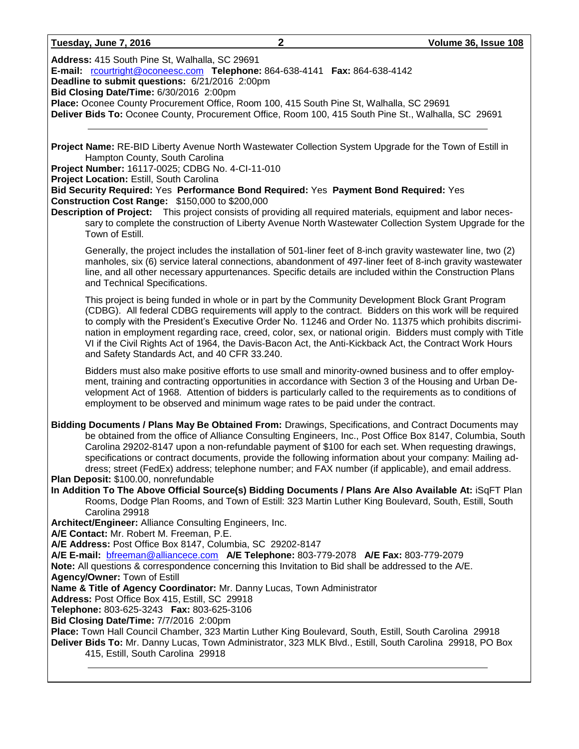**Address:** 415 South Pine St, Walhalla, SC 29691
**E-mail:** rcourtright@oconeesc.com **Telephone:** 864-638-4141 **Fax:** 864-638-4142
**Deadline to submit questions:** 6/21/2016 2:00pm
**Bid Closing Date/Time:** 6/30/2016 2:00pm
**Place:** Oconee County Procurement Office, Room 100, 415 South Pine St, Walhalla, SC 29691
**Deliver Bids To:** Oconee County, Procurement Office, Room 100, 415 South Pine St., Walhalla, SC 29691

---

**Project Name:** RE-BID Liberty Avenue North Wastewater Collection System Upgrade for the Town of Estill in Hampton County, South Carolina
**Project Number:** 16117-0025; CDBG No. 4-CI-11-010
**Project Location:** Estill, South Carolina
**Bid Security Required:** Yes **Performance Bond Required:** Yes **Payment Bond Required:** Yes
**Construction Cost Range:** $150,000 to $200,000
**Description of Project:** This project consists of providing all required materials, equipment and labor necessary to complete the construction of Liberty Avenue North Wastewater Collection System Upgrade for the Town of Estill.

Generally, the project includes the installation of 501-liner feet of 8-inch gravity wastewater line, two (2) manholes, six (6) service lateral connections, abandonment of 497-liner feet of 8-inch gravity wastewater line, and all other necessary appurtenances. Specific details are included within the Construction Plans and Technical Specifications.

This project is being funded in whole or in part by the Community Development Block Grant Program (CDBG). All federal CDBG requirements will apply to the contract. Bidders on this work will be required to comply with the President's Executive Order No. 11246 and Order No. 11375 which prohibits discrimination in employment regarding race, creed, color, sex, or national origin. Bidders must comply with Title VI if the Civil Rights Act of 1964, the Davis-Bacon Act, the Anti-Kickback Act, the Contract Work Hours and Safety Standards Act, and 40 CFR 33.240.

Bidders must also make positive efforts to use small and minority-owned business and to offer employment, training and contracting opportunities in accordance with Section 3 of the Housing and Urban Development Act of 1968. Attention of bidders is particularly called to the requirements as to conditions of employment to be observed and minimum wage rates to be paid under the contract.

**Bidding Documents / Plans May Be Obtained From:** Drawings, Specifications, and Contract Documents may be obtained from the office of Alliance Consulting Engineers, Inc., Post Office Box 8147, Columbia, South Carolina 29202-8147 upon a non-refundable payment of $100 for each set. When requesting drawings, specifications or contract documents, provide the following information about your company: Mailing address; street (FedEx) address; telephone number; and FAX number (if applicable), and email address.
**Plan Deposit:** $100.00, nonrefundable
**In Addition To The Above Official Source(s) Bidding Documents / Plans Are Also Available At:** iSqFT Plan Rooms, Dodge Plan Rooms, and Town of Estill: 323 Martin Luther King Boulevard, South, Estill, South Carolina 29918
**Architect/Engineer:** Alliance Consulting Engineers, Inc.
**A/E Contact:** Mr. Robert M. Freeman, P.E.
**A/E Address:** Post Office Box 8147, Columbia, SC 29202-8147
**A/E E-mail:** bfreeman@alliancece.com **A/E Telephone:** 803-779-2078 **A/E Fax:** 803-779-2079
**Note:** All questions & correspondence concerning this Invitation to Bid shall be addressed to the A/E.
**Agency/Owner:** Town of Estill
**Name & Title of Agency Coordinator:** Mr. Danny Lucas, Town Administrator
**Address:** Post Office Box 415, Estill, SC 29918
**Telephone:** 803-625-3243 **Fax:** 803-625-3106
**Bid Closing Date/Time:** 7/7/2016 2:00pm
**Place:** Town Hall Council Chamber, 323 Martin Luther King Boulevard, South, Estill, South Carolina 29918
**Deliver Bids To:** Mr. Danny Lucas, Town Administrator, 323 MLK Blvd., Estill, South Carolina 29918, PO Box 415, Estill, South Carolina 29918

---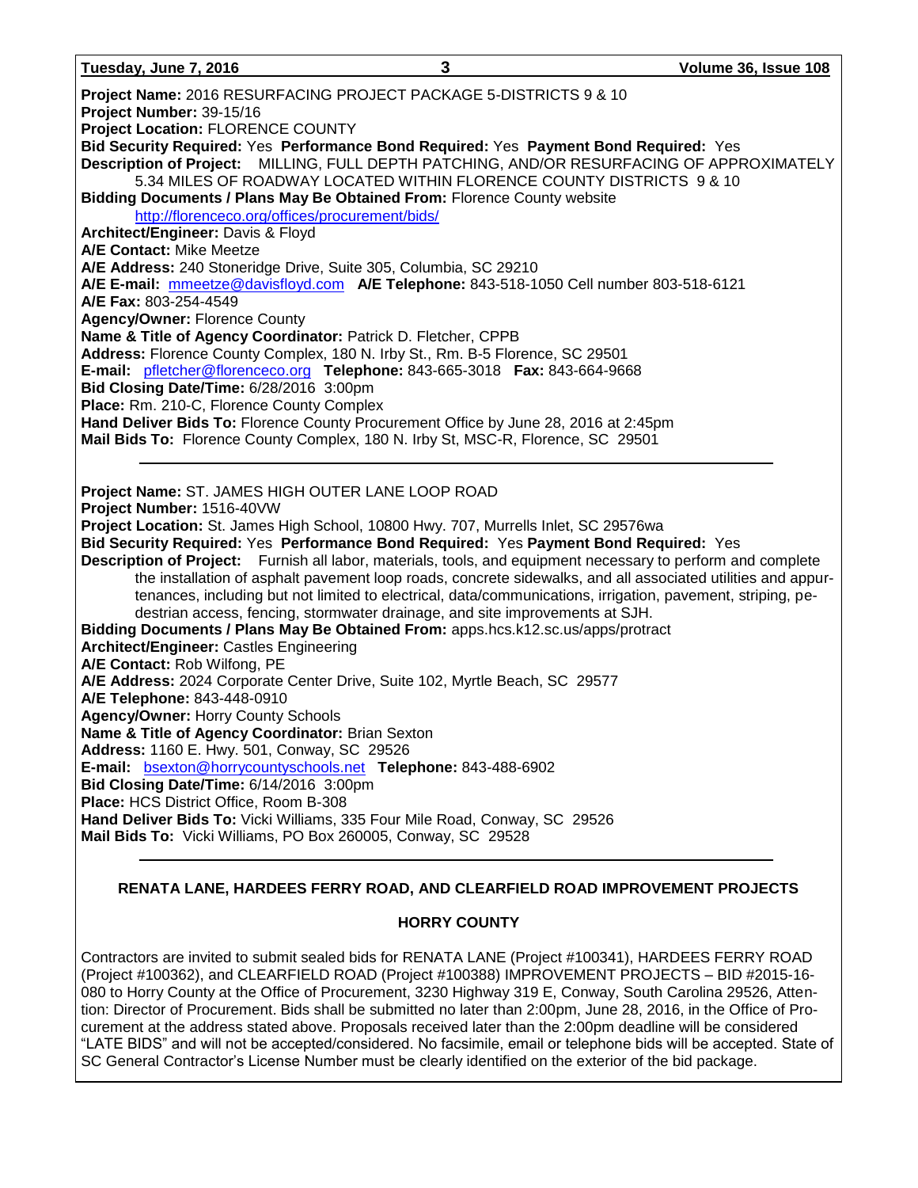**Project Name:** 2016 RESURFACING PROJECT PACKAGE 5-DISTRICTS 9 & 10
**Project Number:** 39-15/16
**Project Location:** FLORENCE COUNTY
**Bid Security Required:** Yes **Performance Bond Required:** Yes **Payment Bond Required:** Yes
**Description of Project:** MILLING, FULL DEPTH PATCHING, AND/OR RESURFACING OF APPROXIMATELY 5.34 MILES OF ROADWAY LOCATED WITHIN FLORENCE COUNTY DISTRICTS 9 & 10
**Bidding Documents / Plans May Be Obtained From:** Florence County website http://florenceco.org/offices/procurement/bids/
**Architect/Engineer:** Davis & Floyd
**A/E Contact:** Mike Meetze
**A/E Address:** 240 Stoneridge Drive, Suite 305, Columbia, SC 29210
**A/E E-mail:** mmeetze@davisfloyd.com **A/E Telephone:** 843-518-1050 Cell number 803-518-6121
**A/E Fax:** 803-254-4549
**Agency/Owner:** Florence County
**Name & Title of Agency Coordinator:** Patrick D. Fletcher, CPPB
**Address:** Florence County Complex, 180 N. Irby St., Rm. B-5 Florence, SC 29501
**E-mail:** pfletcher@florenceco.org **Telephone:** 843-665-3018 **Fax:** 843-664-9668
**Bid Closing Date/Time:** 6/28/2016 3:00pm
**Place:** Rm. 210-C, Florence County Complex
**Hand Deliver Bids To:** Florence County Procurement Office by June 28, 2016 at 2:45pm
**Mail Bids To:** Florence County Complex, 180 N. Irby St, MSC-R, Florence, SC 29501

---

**Project Name:** ST. JAMES HIGH OUTER LANE LOOP ROAD
**Project Number:** 1516-40VW
**Project Location:** St. James High School, 10800 Hwy. 707, Murrells Inlet, SC 29576wa
**Bid Security Required:** Yes **Performance Bond Required:** Yes **Payment Bond Required:** Yes
**Description of Project:** Furnish all labor, materials, tools, and equipment necessary to perform and complete the installation of asphalt pavement loop roads, concrete sidewalks, and all associated utilities and appurtenances, including but not limited to electrical, data/communications, irrigation, pavement, striping, pedestrian access, fencing, stormwater drainage, and site improvements at SJH.
**Bidding Documents / Plans May Be Obtained From:** apps.hcs.k12.sc.us/apps/protract
**Architect/Engineer:** Castles Engineering
**A/E Contact:** Rob Wilfong, PE
**A/E Address:** 2024 Corporate Center Drive, Suite 102, Myrtle Beach, SC 29577
**A/E Telephone:** 843-448-0910
**Agency/Owner:** Horry County Schools
**Name & Title of Agency Coordinator:** Brian Sexton
**Address:** 1160 E. Hwy. 501, Conway, SC 29526
**E-mail:** bsexton@horrycountyschools.net **Telephone:** 843-488-6902
**Bid Closing Date/Time:** 6/14/2016 3:00pm
**Place:** HCS District Office, Room B-308
**Hand Deliver Bids To:** Vicki Williams, 335 Four Mile Road, Conway, SC 29526
**Mail Bids To:** Vicki Williams, PO Box 260005, Conway, SC 29528

---

## RENATA LANE, HARDEES FERRY ROAD, AND CLEARFIELD ROAD IMPROVEMENT PROJECTS

### HORRY COUNTY

Contractors are invited to submit sealed bids for RENATA LANE (Project #100341), HARDEES FERRY ROAD (Project #100362), and CLEARFIELD ROAD (Project #100388) IMPROVEMENT PROJECTS – BID #2015-16-080 to Horry County at the Office of Procurement, 3230 Highway 319 E, Conway, South Carolina 29526, Attention: Director of Procurement. Bids shall be submitted no later than 2:00pm, June 28, 2016, in the Office of Procurement at the address stated above. Proposals received later than the 2:00pm deadline will be considered "LATE BIDS" and will not be accepted/considered. No facsimile, email or telephone bids will be accepted. State of SC General Contractor's License Number must be clearly identified on the exterior of the bid package.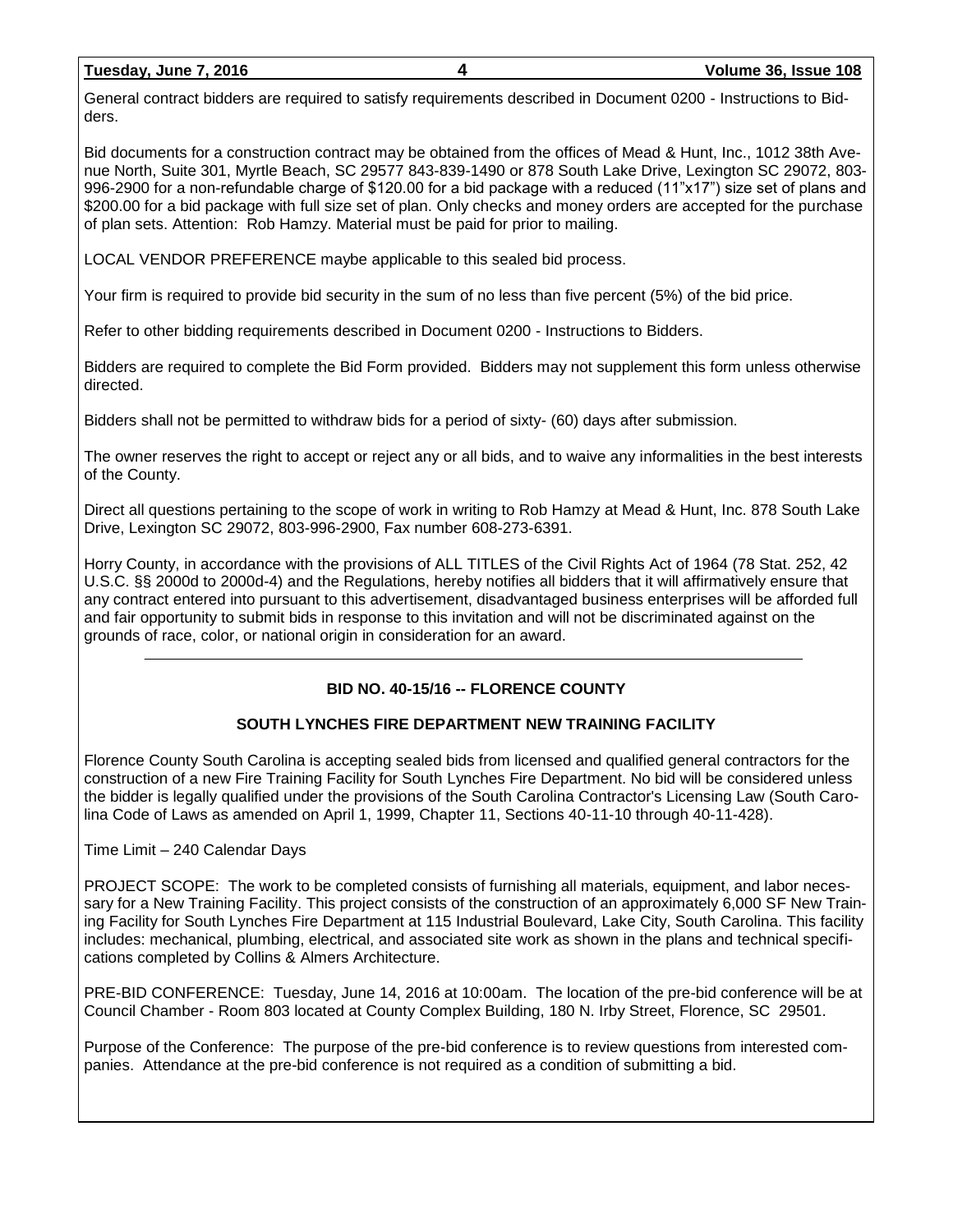General contract bidders are required to satisfy requirements described in Document 0200 - Instructions to Bidders.

Bid documents for a construction contract may be obtained from the offices of Mead & Hunt, Inc., 1012 38th Avenue North, Suite 301, Myrtle Beach, SC 29577 843-839-1490 or 878 South Lake Drive, Lexington SC 29072, 803-996-2900 for a non-refundable charge of $120.00 for a bid package with a reduced (11"x17") size set of plans and $200.00 for a bid package with full size set of plan. Only checks and money orders are accepted for the purchase of plan sets. Attention: Rob Hamzy. Material must be paid for prior to mailing.

LOCAL VENDOR PREFERENCE maybe applicable to this sealed bid process.

Your firm is required to provide bid security in the sum of no less than five percent (5%) of the bid price.

Refer to other bidding requirements described in Document 0200 - Instructions to Bidders.

Bidders are required to complete the Bid Form provided. Bidders may not supplement this form unless otherwise directed.

Bidders shall not be permitted to withdraw bids for a period of sixty- (60) days after submission.

The owner reserves the right to accept or reject any or all bids, and to waive any informalities in the best interests of the County.

Direct all questions pertaining to the scope of work in writing to Rob Hamzy at Mead & Hunt, Inc. 878 South Lake Drive, Lexington SC 29072, 803-996-2900, Fax number 608-273-6391.

Horry County, in accordance with the provisions of ALL TITLES of the Civil Rights Act of 1964 (78 Stat. 252, 42 U.S.C. §§ 2000d to 2000d-4) and the Regulations, hereby notifies all bidders that it will affirmatively ensure that any contract entered into pursuant to this advertisement, disadvantaged business enterprises will be afforded full and fair opportunity to submit bids in response to this invitation and will not be discriminated against on the grounds of race, color, or national origin in consideration for an award.

---

## BID NO. 40-15/16 -- FLORENCE COUNTY

## SOUTH LYNCHES FIRE DEPARTMENT NEW TRAINING FACILITY

Florence County South Carolina is accepting sealed bids from licensed and qualified general contractors for the construction of a new Fire Training Facility for South Lynches Fire Department. No bid will be considered unless the bidder is legally qualified under the provisions of the South Carolina Contractor's Licensing Law (South Carolina Code of Laws as amended on April 1, 1999, Chapter 11, Sections 40-11-10 through 40-11-428).

Time Limit – 240 Calendar Days

PROJECT SCOPE: The work to be completed consists of furnishing all materials, equipment, and labor necessary for a New Training Facility. This project consists of the construction of an approximately 6,000 SF New Training Facility for South Lynches Fire Department at 115 Industrial Boulevard, Lake City, South Carolina. This facility includes: mechanical, plumbing, electrical, and associated site work as shown in the plans and technical specifications completed by Collins & Almers Architecture.

PRE-BID CONFERENCE: Tuesday, June 14, 2016 at 10:00am. The location of the pre-bid conference will be at Council Chamber - Room 803 located at County Complex Building, 180 N. Irby Street, Florence, SC 29501.

Purpose of the Conference: The purpose of the pre-bid conference is to review questions from interested companies. Attendance at the pre-bid conference is not required as a condition of submitting a bid.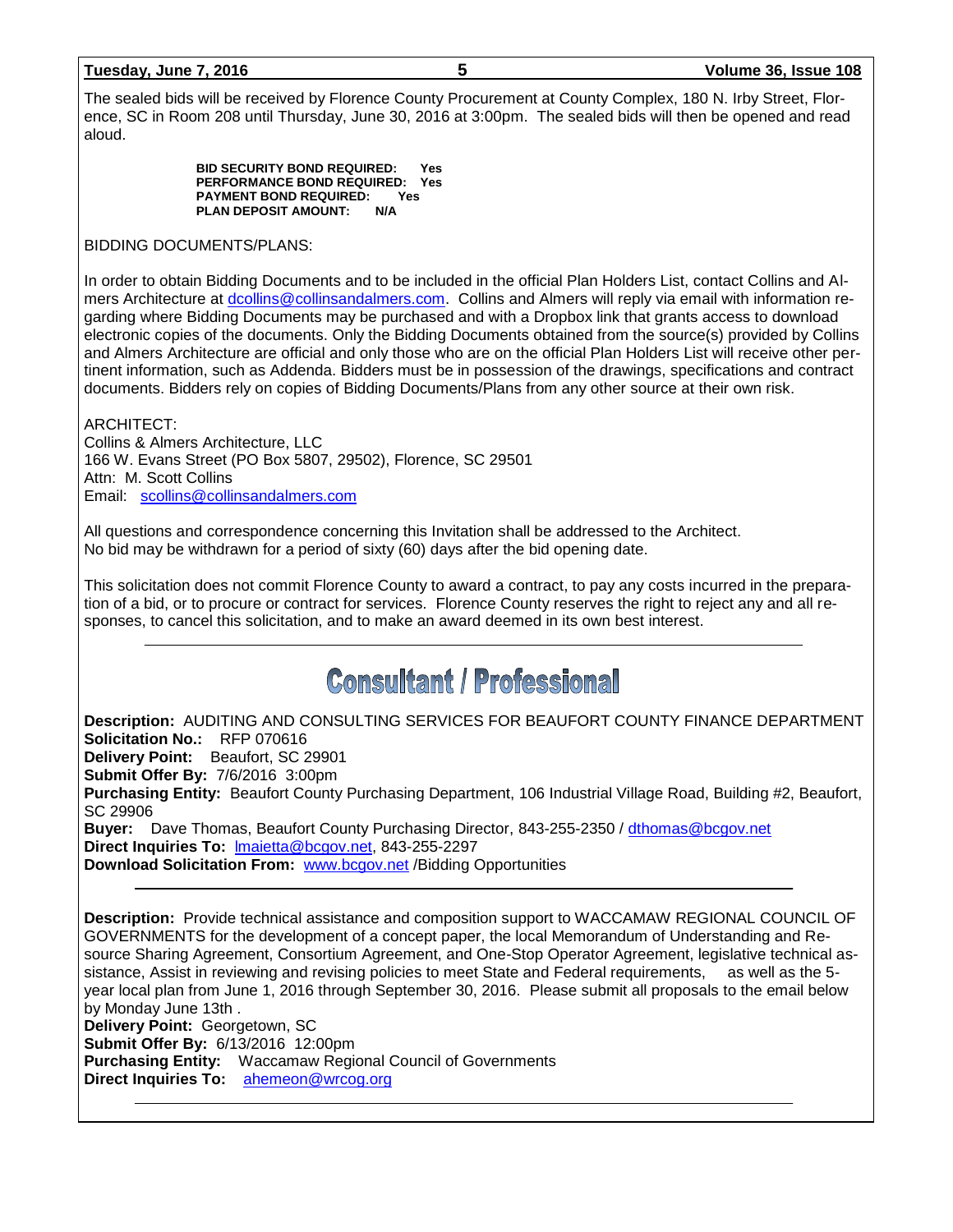The sealed bids will be received by Florence County Procurement at County Complex, 180 N. Irby Street, Florence, SC in Room 208 until Thursday, June 30, 2016 at 3:00pm. The sealed bids will then be opened and read aloud.

**BID SECURITY BOND REQUIRED: Yes**
**PERFORMANCE BOND REQUIRED: Yes**
**PAYMENT BOND REQUIRED: Yes**
**PLAN DEPOSIT AMOUNT: N/A**

BIDDING DOCUMENTS/PLANS:

In order to obtain Bidding Documents and to be included in the official Plan Holders List, contact Collins and Almers Architecture at dcollins@collinsandalmers.com. Collins and Almers will reply via email with information regarding where Bidding Documents may be purchased and with a Dropbox link that grants access to download electronic copies of the documents. Only the Bidding Documents obtained from the source(s) provided by Collins and Almers Architecture are official and only those who are on the official Plan Holders List will receive other pertinent information, such as Addenda. Bidders must be in possession of the drawings, specifications and contract documents. Bidders rely on copies of Bidding Documents/Plans from any other source at their own risk.

ARCHITECT:
Collins & Almers Architecture, LLC
166 W. Evans Street (PO Box 5807, 29502), Florence, SC 29501
Attn: M. Scott Collins
Email: scollins@collinsandalmers.com

All questions and correspondence concerning this Invitation shall be addressed to the Architect.
No bid may be withdrawn for a period of sixty (60) days after the bid opening date.

This solicitation does not commit Florence County to award a contract, to pay any costs incurred in the preparation of a bid, or to procure or contract for services. Florence County reserves the right to reject any and all responses, to cancel this solicitation, and to make an award deemed in its own best interest.

---

# Consultant / Professional

**Description:** AUDITING AND CONSULTING SERVICES FOR BEAUFORT COUNTY FINANCE DEPARTMENT
**Solicitation No.:** RFP 070616
**Delivery Point:** Beaufort, SC 29901
**Submit Offer By:** 7/6/2016 3:00pm
**Purchasing Entity:** Beaufort County Purchasing Department, 106 Industrial Village Road, Building #2, Beaufort, SC 29906
**Buyer:** Dave Thomas, Beaufort County Purchasing Director, 843-255-2350 / dthomas@bcgov.net
**Direct Inquiries To:** lmaietta@bcgov.net, 843-255-2297
**Download Solicitation From:** www.bcgov.net /Bidding Opportunities

---

**Description:** Provide technical assistance and composition support to WACCAMAW REGIONAL COUNCIL OF GOVERNMENTS for the development of a concept paper, the local Memorandum of Understanding and Resource Sharing Agreement, Consortium Agreement, and One-Stop Operator Agreement, legislative technical assistance, Assist in reviewing and revising policies to meet State and Federal requirements, as well as the 5-year local plan from June 1, 2016 through September 30, 2016. Please submit all proposals to the email below by Monday June 13th .
**Delivery Point:** Georgetown, SC
**Submit Offer By:** 6/13/2016 12:00pm
**Purchasing Entity:** Waccamaw Regional Council of Governments
**Direct Inquiries To:** ahemeon@wrcog.org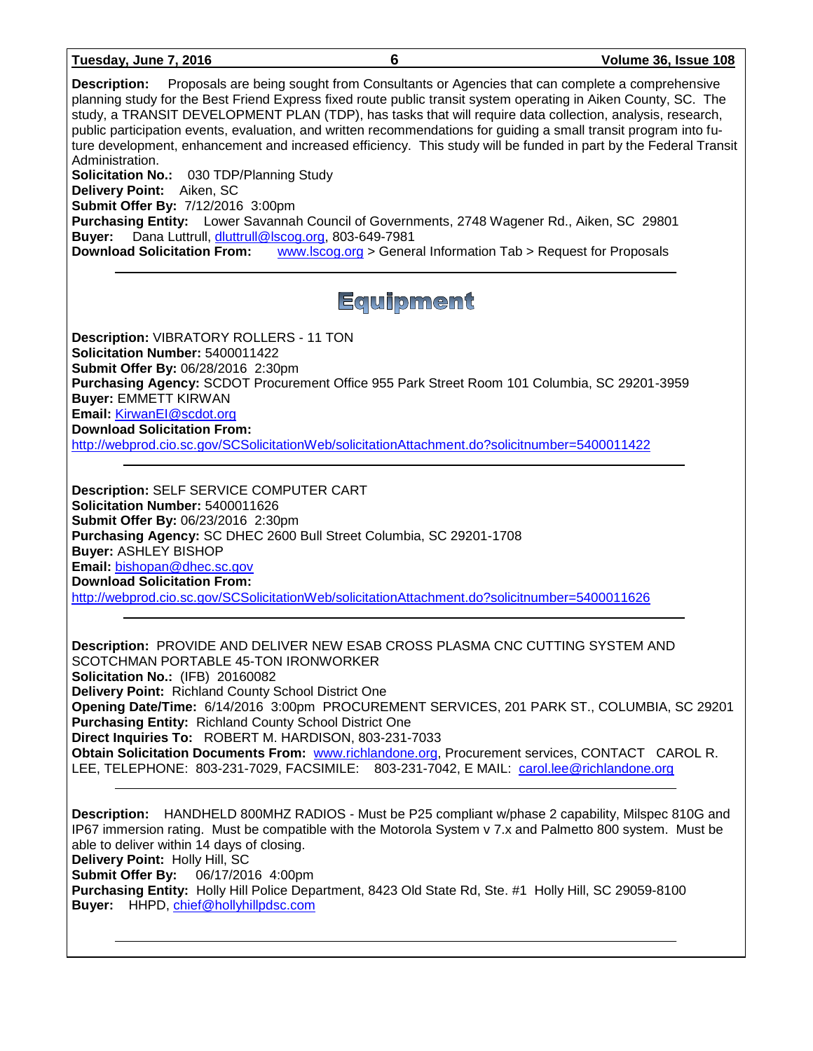**Description:** Proposals are being sought from Consultants or Agencies that can complete a comprehensive planning study for the Best Friend Express fixed route public transit system operating in Aiken County, SC. The study, a TRANSIT DEVELOPMENT PLAN (TDP), has tasks that will require data collection, analysis, research, public participation events, evaluation, and written recommendations for guiding a small transit program into future development, enhancement and increased efficiency. This study will be funded in part by the Federal Transit Administration.
**Solicitation No.:** 030 TDP/Planning Study
**Delivery Point:** Aiken, SC
**Submit Offer By:** 7/12/2016 3:00pm
**Purchasing Entity:** Lower Savannah Council of Governments, 2748 Wagener Rd., Aiken, SC 29801
**Buyer:** Dana Luttrull, dluttrull@lscog.org, 803-649-7981
**Download Solicitation From:** www.lscog.org > General Information Tab > Request for Proposals

---

# Equipment

**Description:** VIBRATORY ROLLERS - 11 TON
**Solicitation Number:** 5400011422
**Submit Offer By:** 06/28/2016 2:30pm
**Purchasing Agency:** SCDOT Procurement Office 955 Park Street Room 101 Columbia, SC 29201-3959
**Buyer:** EMMETT KIRWAN
**Email:** KirwanEI@scdot.org
**Download Solicitation From:**
http://webprod.cio.sc.gov/SCSolicitationWeb/solicitationAttachment.do?solicitnumber=5400011422

---

**Description:** SELF SERVICE COMPUTER CART
**Solicitation Number:** 5400011626
**Submit Offer By:** 06/23/2016 2:30pm
**Purchasing Agency:** SC DHEC 2600 Bull Street Columbia, SC 29201-1708
**Buyer:** ASHLEY BISHOP
**Email:** bishopan@dhec.sc.gov
**Download Solicitation From:**
http://webprod.cio.sc.gov/SCSolicitationWeb/solicitationAttachment.do?solicitnumber=5400011626

---

**Description:** PROVIDE AND DELIVER NEW ESAB CROSS PLASMA CNC CUTTING SYSTEM AND SCOTCHMAN PORTABLE 45-TON IRONWORKER
**Solicitation No.:** (IFB) 20160082
**Delivery Point:** Richland County School District One
**Opening Date/Time:** 6/14/2016 3:00pm PROCUREMENT SERVICES, 201 PARK ST., COLUMBIA, SC 29201
**Purchasing Entity:** Richland County School District One
**Direct Inquiries To:** ROBERT M. HARDISON, 803-231-7033
**Obtain Solicitation Documents From:** www.richlandone.org, Procurement services, CONTACT CAROL R. LEE, TELEPHONE: 803-231-7029, FACSIMILE: 803-231-7042, E MAIL: carol.lee@richlandone.org

---

**Description:** HANDHELD 800MHZ RADIOS - Must be P25 compliant w/phase 2 capability, Milspec 810G and IP67 immersion rating. Must be compatible with the Motorola System v 7.x and Palmetto 800 system. Must be able to deliver within 14 days of closing.
**Delivery Point:** Holly Hill, SC
**Submit Offer By:** 06/17/2016 4:00pm
**Purchasing Entity:** Holly Hill Police Department, 8423 Old State Rd, Ste. #1 Holly Hill, SC 29059-8100
**Buyer:** HHPD, chief@hollyhillpdsc.com

---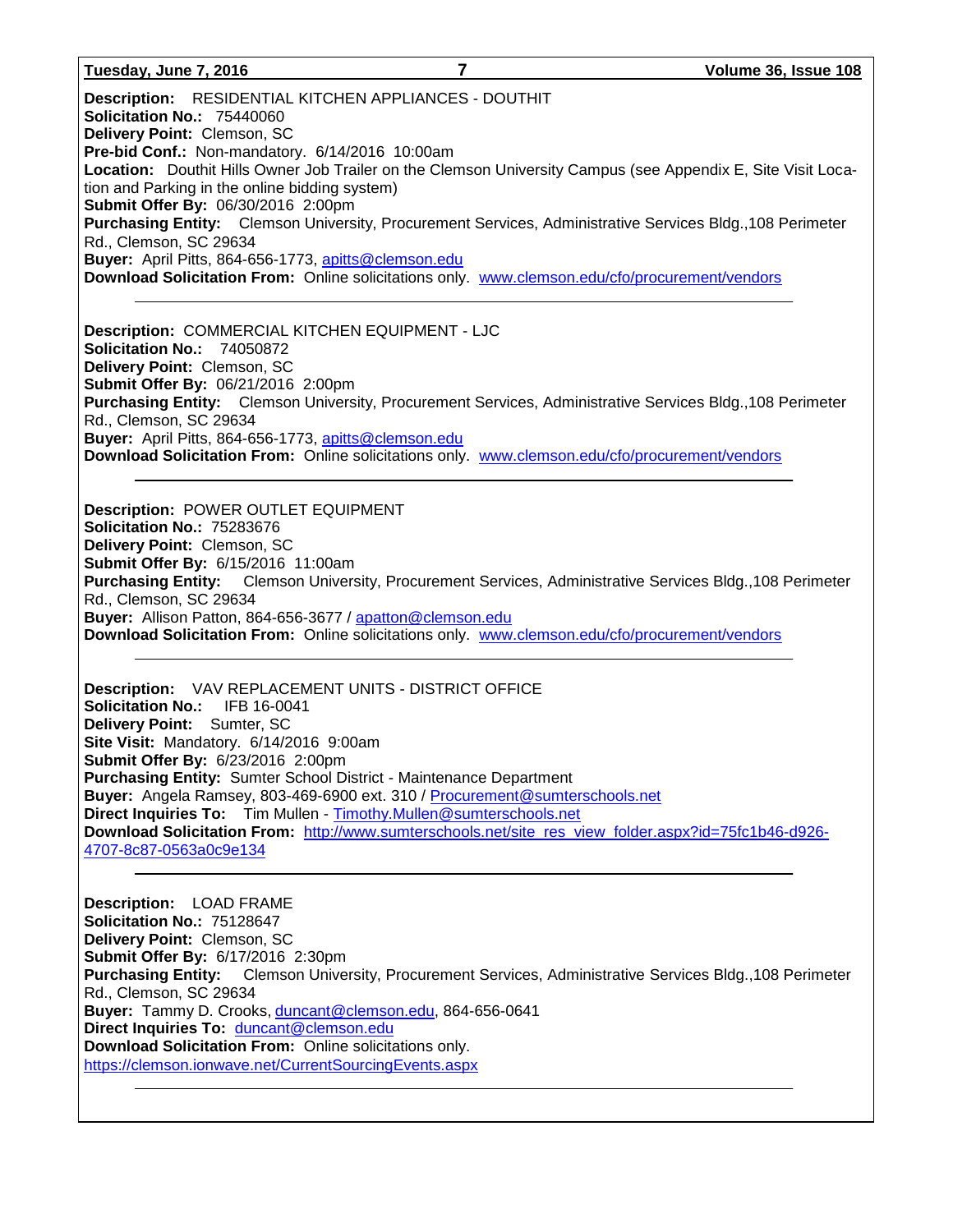**Description:** RESIDENTIAL KITCHEN APPLIANCES - DOUTHIT
**Solicitation No.:** 75440060
**Delivery Point:** Clemson, SC
**Pre-bid Conf.:** Non-mandatory. 6/14/2016 10:00am
**Location:** Douthit Hills Owner Job Trailer on the Clemson University Campus (see Appendix E, Site Visit Location and Parking in the online bidding system)
**Submit Offer By:** 06/30/2016 2:00pm
**Purchasing Entity:** Clemson University, Procurement Services, Administrative Services Bldg.,108 Perimeter Rd., Clemson, SC 29634
**Buyer:** April Pitts, 864-656-1773, apitts@clemson.edu
**Download Solicitation From:** Online solicitations only. www.clemson.edu/cfo/procurement/vendors

---

**Description:** COMMERCIAL KITCHEN EQUIPMENT - LJC
**Solicitation No.:** 74050872
**Delivery Point:** Clemson, SC
**Submit Offer By:** 06/21/2016 2:00pm
**Purchasing Entity:** Clemson University, Procurement Services, Administrative Services Bldg.,108 Perimeter Rd., Clemson, SC 29634
**Buyer:** April Pitts, 864-656-1773, apitts@clemson.edu
**Download Solicitation From:** Online solicitations only. www.clemson.edu/cfo/procurement/vendors

---

**Description:** POWER OUTLET EQUIPMENT
**Solicitation No.:** 75283676
**Delivery Point:** Clemson, SC
**Submit Offer By:** 6/15/2016 11:00am
**Purchasing Entity:** Clemson University, Procurement Services, Administrative Services Bldg.,108 Perimeter Rd., Clemson, SC 29634
**Buyer:** Allison Patton, 864-656-3677 / apatton@clemson.edu
**Download Solicitation From:** Online solicitations only. www.clemson.edu/cfo/procurement/vendors

---

**Description:** VAV REPLACEMENT UNITS - DISTRICT OFFICE
**Solicitation No.:** IFB 16-0041
**Delivery Point:** Sumter, SC
**Site Visit:** Mandatory. 6/14/2016 9:00am
**Submit Offer By:** 6/23/2016 2:00pm
**Purchasing Entity:** Sumter School District - Maintenance Department
**Buyer:** Angela Ramsey, 803-469-6900 ext. 310 / Procurement@sumterschools.net
**Direct Inquiries To:** Tim Mullen - Timothy.Mullen@sumterschools.net
**Download Solicitation From:** http://www.sumterschools.net/site_res_view_folder.aspx?id=75fc1b46-d926-4707-8c87-0563a0c9e134

---

**Description:** LOAD FRAME
**Solicitation No.:** 75128647
**Delivery Point:** Clemson, SC
**Submit Offer By:** 6/17/2016 2:30pm
**Purchasing Entity:** Clemson University, Procurement Services, Administrative Services Bldg.,108 Perimeter Rd., Clemson, SC 29634
**Buyer:** Tammy D. Crooks, duncant@clemson.edu, 864-656-0641
**Direct Inquiries To:** duncant@clemson.edu
**Download Solicitation From:** Online solicitations only.
https://clemson.ionwave.net/CurrentSourcingEvents.aspx

---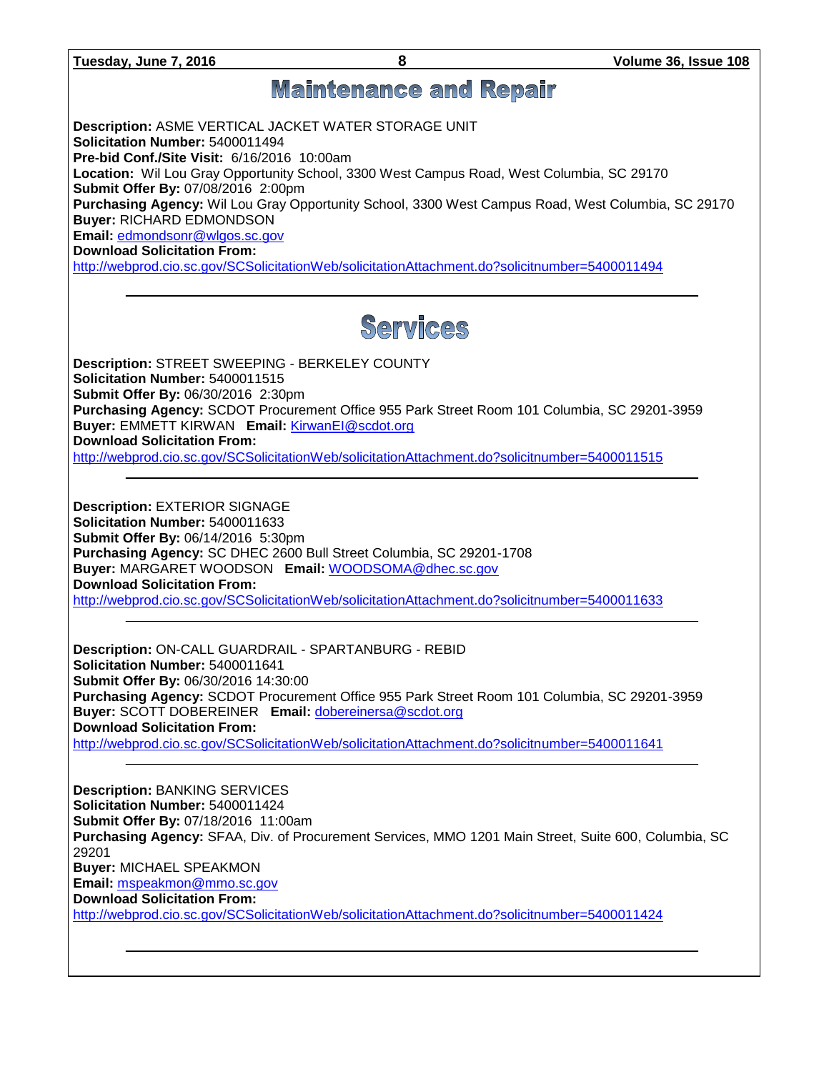# Maintenance and Repair

**Description:** ASME VERTICAL JACKET WATER STORAGE UNIT
**Solicitation Number:** 5400011494
**Pre-bid Conf./Site Visit:** 6/16/2016 10:00am
**Location:** Wil Lou Gray Opportunity School, 3300 West Campus Road, West Columbia, SC 29170
**Submit Offer By:** 07/08/2016 2:00pm
**Purchasing Agency:** Wil Lou Gray Opportunity School, 3300 West Campus Road, West Columbia, SC 29170
**Buyer:** RICHARD EDMONDSON
**Email:** edmondsonr@wlgos.sc.gov
**Download Solicitation From:**
http://webprod.cio.sc.gov/SCSolicitationWeb/solicitationAttachment.do?solicitnumber=5400011494

---

# Services

**Description:** STREET SWEEPING - BERKELEY COUNTY
**Solicitation Number:** 5400011515
**Submit Offer By:** 06/30/2016 2:30pm
**Purchasing Agency:** SCDOT Procurement Office 955 Park Street Room 101 Columbia, SC 29201-3959
**Buyer:** EMMETT KIRWAN **Email:** KirwanEI@scdot.org
**Download Solicitation From:**
http://webprod.cio.sc.gov/SCSolicitationWeb/solicitationAttachment.do?solicitnumber=5400011515

---

**Description:** EXTERIOR SIGNAGE
**Solicitation Number:** 5400011633
**Submit Offer By:** 06/14/2016 5:30pm
**Purchasing Agency:** SC DHEC 2600 Bull Street Columbia, SC 29201-1708
**Buyer:** MARGARET WOODSON **Email:** WOODSOMA@dhec.sc.gov
**Download Solicitation From:**
http://webprod.cio.sc.gov/SCSolicitationWeb/solicitationAttachment.do?solicitnumber=5400011633

---

**Description:** ON-CALL GUARDRAIL - SPARTANBURG - REBID
**Solicitation Number:** 5400011641
**Submit Offer By:** 06/30/2016 14:30:00
**Purchasing Agency:** SCDOT Procurement Office 955 Park Street Room 101 Columbia, SC 29201-3959
**Buyer:** SCOTT DOBEREINER **Email:** dobereinersa@scdot.org
**Download Solicitation From:**
http://webprod.cio.sc.gov/SCSolicitationWeb/solicitationAttachment.do?solicitnumber=5400011641

---

**Description:** BANKING SERVICES
**Solicitation Number:** 5400011424
**Submit Offer By:** 07/18/2016 11:00am
**Purchasing Agency:** SFAA, Div. of Procurement Services, MMO 1201 Main Street, Suite 600, Columbia, SC 29201
**Buyer:** MICHAEL SPEAKMON
**Email:** mspeakmon@mmo.sc.gov
**Download Solicitation From:**
http://webprod.cio.sc.gov/SCSolicitationWeb/solicitationAttachment.do?solicitnumber=5400011424

---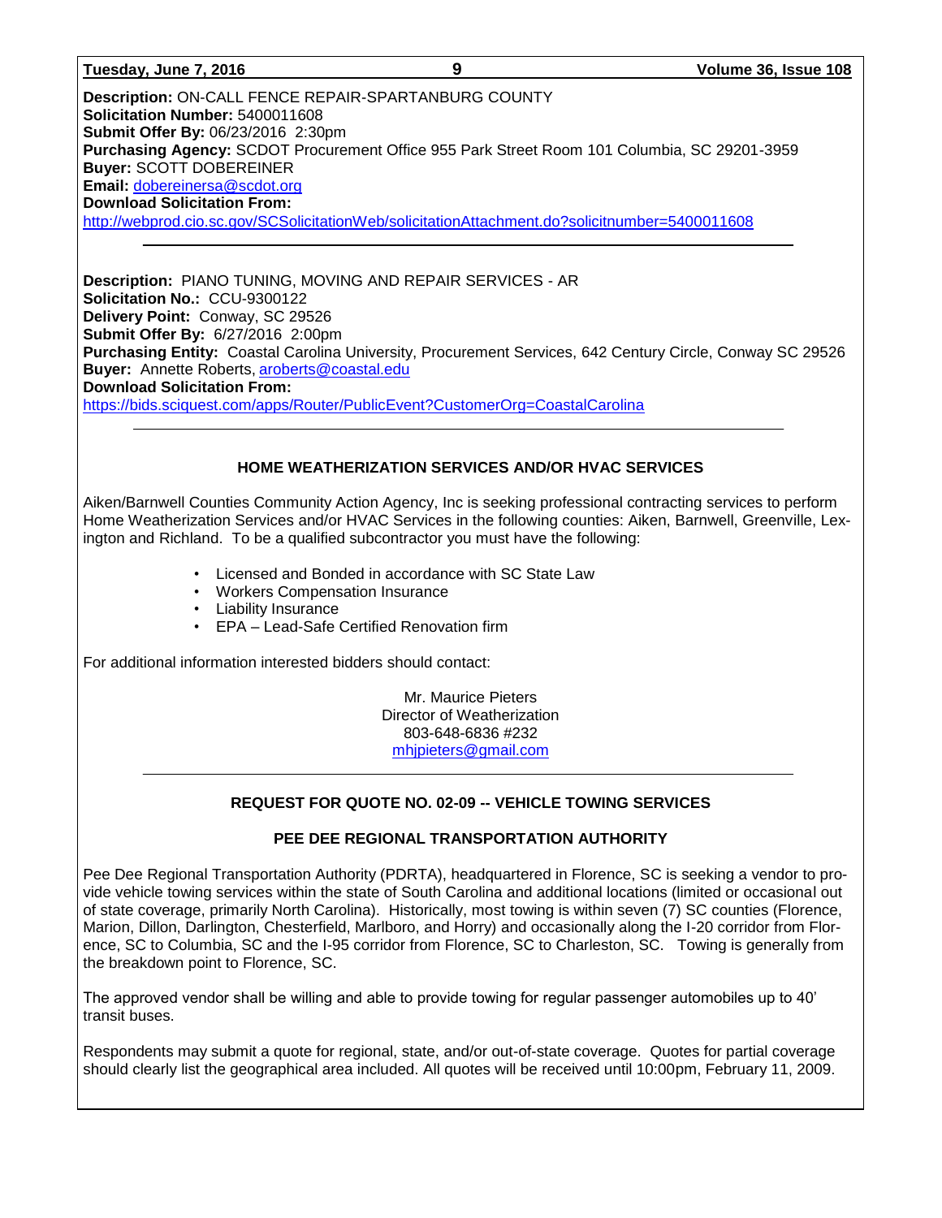**Description:** ON-CALL FENCE REPAIR-SPARTANBURG COUNTY
**Solicitation Number:** 5400011608
**Submit Offer By:** 06/23/2016 2:30pm
**Purchasing Agency:** SCDOT Procurement Office 955 Park Street Room 101 Columbia, SC 29201-3959
**Buyer:** SCOTT DOBEREINER
**Email:** dobereinersa@scdot.org
**Download Solicitation From:**
http://webprod.cio.sc.gov/SCSolicitationWeb/solicitationAttachment.do?solicitnumber=5400011608

---

**Description:** PIANO TUNING, MOVING AND REPAIR SERVICES - AR
**Solicitation No.:** CCU-9300122
**Delivery Point:** Conway, SC 29526
**Submit Offer By:** 6/27/2016 2:00pm
**Purchasing Entity:** Coastal Carolina University, Procurement Services, 642 Century Circle, Conway SC 29526
**Buyer:** Annette Roberts, aroberts@coastal.edu
**Download Solicitation From:**
https://bids.sciquest.com/apps/Router/PublicEvent?CustomerOrg=CoastalCarolina

---

## HOME WEATHERIZATION SERVICES AND/OR HVAC SERVICES

Aiken/Barnwell Counties Community Action Agency, Inc is seeking professional contracting services to perform Home Weatherization Services and/or HVAC Services in the following counties: Aiken, Barnwell, Greenville, Lexington and Richland. To be a qualified subcontractor you must have the following:

- Licensed and Bonded in accordance with SC State Law
- Workers Compensation Insurance
- Liability Insurance
- EPA – Lead-Safe Certified Renovation firm

For additional information interested bidders should contact:

Mr. Maurice Pieters
Director of Weatherization
803-648-6836 #232
mhjpieters@gmail.com

---

## REQUEST FOR QUOTE NO. 02-09 -- VEHICLE TOWING SERVICES

## PEE DEE REGIONAL TRANSPORTATION AUTHORITY

Pee Dee Regional Transportation Authority (PDRTA), headquartered in Florence, SC is seeking a vendor to provide vehicle towing services within the state of South Carolina and additional locations (limited or occasional out of state coverage, primarily North Carolina). Historically, most towing is within seven (7) SC counties (Florence, Marion, Dillon, Darlington, Chesterfield, Marlboro, and Horry) and occasionally along the I-20 corridor from Florence, SC to Columbia, SC and the I-95 corridor from Florence, SC to Charleston, SC. Towing is generally from the breakdown point to Florence, SC.

The approved vendor shall be willing and able to provide towing for regular passenger automobiles up to 40' transit buses.

Respondents may submit a quote for regional, state, and/or out-of-state coverage. Quotes for partial coverage should clearly list the geographical area included. All quotes will be received until 10:00pm, February 11, 2009.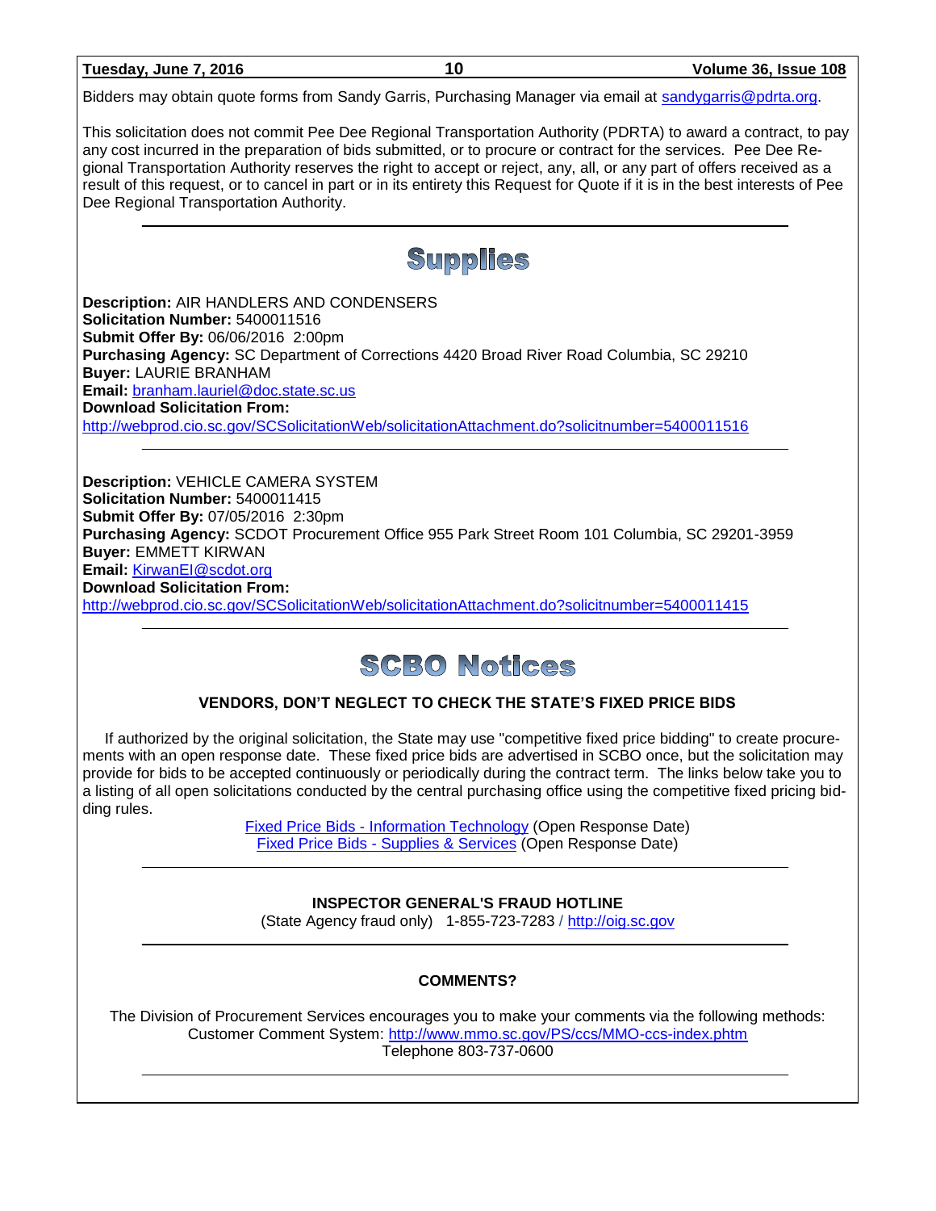Bidders may obtain quote forms from Sandy Garris, Purchasing Manager via email at sandygarris@pdrta.org.

This solicitation does not commit Pee Dee Regional Transportation Authority (PDRTA) to award a contract, to pay any cost incurred in the preparation of bids submitted, or to procure or contract for the services. Pee Dee Regional Transportation Authority reserves the right to accept or reject, any, all, or any part of offers received as a result of this request, or to cancel in part or in its entirety this Request for Quote if it is in the best interests of Pee Dee Regional Transportation Authority.

---

# Supplies

**Description:** AIR HANDLERS AND CONDENSERS
**Solicitation Number:** 5400011516
**Submit Offer By:** 06/06/2016 2:00pm
**Purchasing Agency:** SC Department of Corrections 4420 Broad River Road Columbia, SC 29210
**Buyer:** LAURIE BRANHAM
**Email:** branham.lauriel@doc.state.sc.us
**Download Solicitation From:**
http://webprod.cio.sc.gov/SCSolicitationWeb/solicitationAttachment.do?solicitnumber=5400011516

---

**Description:** VEHICLE CAMERA SYSTEM
**Solicitation Number:** 5400011415
**Submit Offer By:** 07/05/2016 2:30pm
**Purchasing Agency:** SCDOT Procurement Office 955 Park Street Room 101 Columbia, SC 29201-3959
**Buyer:** EMMETT KIRWAN
**Email:** KirwanEI@scdot.org
**Download Solicitation From:**
http://webprod.cio.sc.gov/SCSolicitationWeb/solicitationAttachment.do?solicitnumber=5400011415

---

# SCBO Notices

**VENDORS, DON'T NEGLECT TO CHECK THE STATE'S FIXED PRICE BIDS**

If authorized by the original solicitation, the State may use "competitive fixed price bidding" to create procurements with an open response date. These fixed price bids are advertised in SCBO once, but the solicitation may provide for bids to be accepted continuously or periodically during the contract term. The links below take you to a listing of all open solicitations conducted by the central purchasing office using the competitive fixed pricing bidding rules.

Fixed Price Bids - Information Technology (Open Response Date)
Fixed Price Bids - Supplies & Services (Open Response Date)

---

**INSPECTOR GENERAL'S FRAUD HOTLINE**

(State Agency fraud only) 1-855-723-7283 / http://oig.sc.gov

---

**COMMENTS?**

The Division of Procurement Services encourages you to make your comments via the following methods:
Customer Comment System: http://www.mmo.sc.gov/PS/ccs/MMO-ccs-index.phtm
Telephone 803-737-0600

---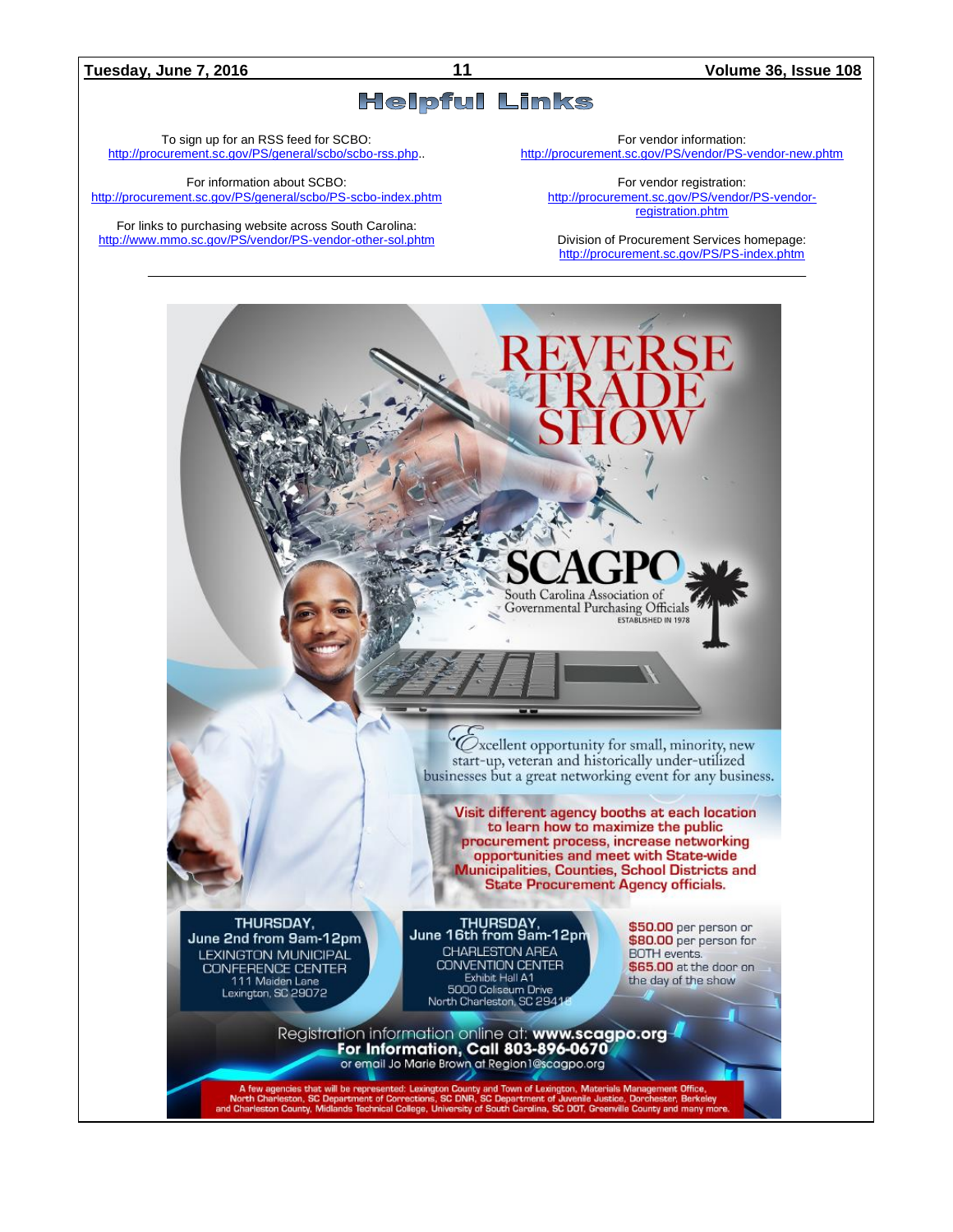# Helpful Links

To sign up for an RSS feed for SCBO:
http://procurement.sc.gov/PS/general/scbo/scbo-rss.php..

For information about SCBO:
http://procurement.sc.gov/PS/general/scbo/PS-scbo-index.phtm

For links to purchasing website across South Carolina:
http://www.mmo.sc.gov/PS/vendor/PS-vendor-other-sol.phtm

For vendor information:
http://procurement.sc.gov/PS/vendor/PS-vendor-new.phtm

For vendor registration:
http://procurement.sc.gov/PS/vendor/PS-vendor-registration.phtm

Division of Procurement Services homepage:
http://procurement.sc.gov/PS/PS-index.phtm

---

# REVERSE TRADE SHOW

**SCAGPO**
South Carolina Association of Governmental Purchasing Officials
ESTABLISHED IN 1978

Excellent opportunity for small, minority, new start-up, veteran and historically under-utilized businesses but a great networking event for any business.

**Visit different agency booths at each location to learn how to maximize the public procurement process, increase networking opportunities and meet with State-wide Municipalities, Counties, School Districts and State Procurement Agency officials.**

**THURSDAY,**
**June 2nd from 9am-12pm**
LEXINGTON MUNICIPAL CONFERENCE CENTER
111 Maiden Lane
Lexington, SC 29072

**THURSDAY,**
**June 16th from 9am-12pm**
CHARLESTON AREA CONVENTION CENTER
Exhibit Hall A1
5000 Coliseum Drive
North Charleston, SC 29418

**$50.00** per person or
**$80.00** per person for BOTH events.
**$65.00** at the door on the day of the show

Registration information online at: **www.scagpo.org**
**For Information, Call 803-896-0670**
or email Jo Marie Brown at Region1@scagpo.org

A few agencies that will be represented: Lexington County and Town of Lexington, Materials Management Office, North Charleston, SC Department of Corrections, SC DNR, SC Department of Juvenile Justice, Dorchester, Berkeley and Charleston County, Midlands Technical College, University of South Carolina, SC DOT, Greenville County and many more.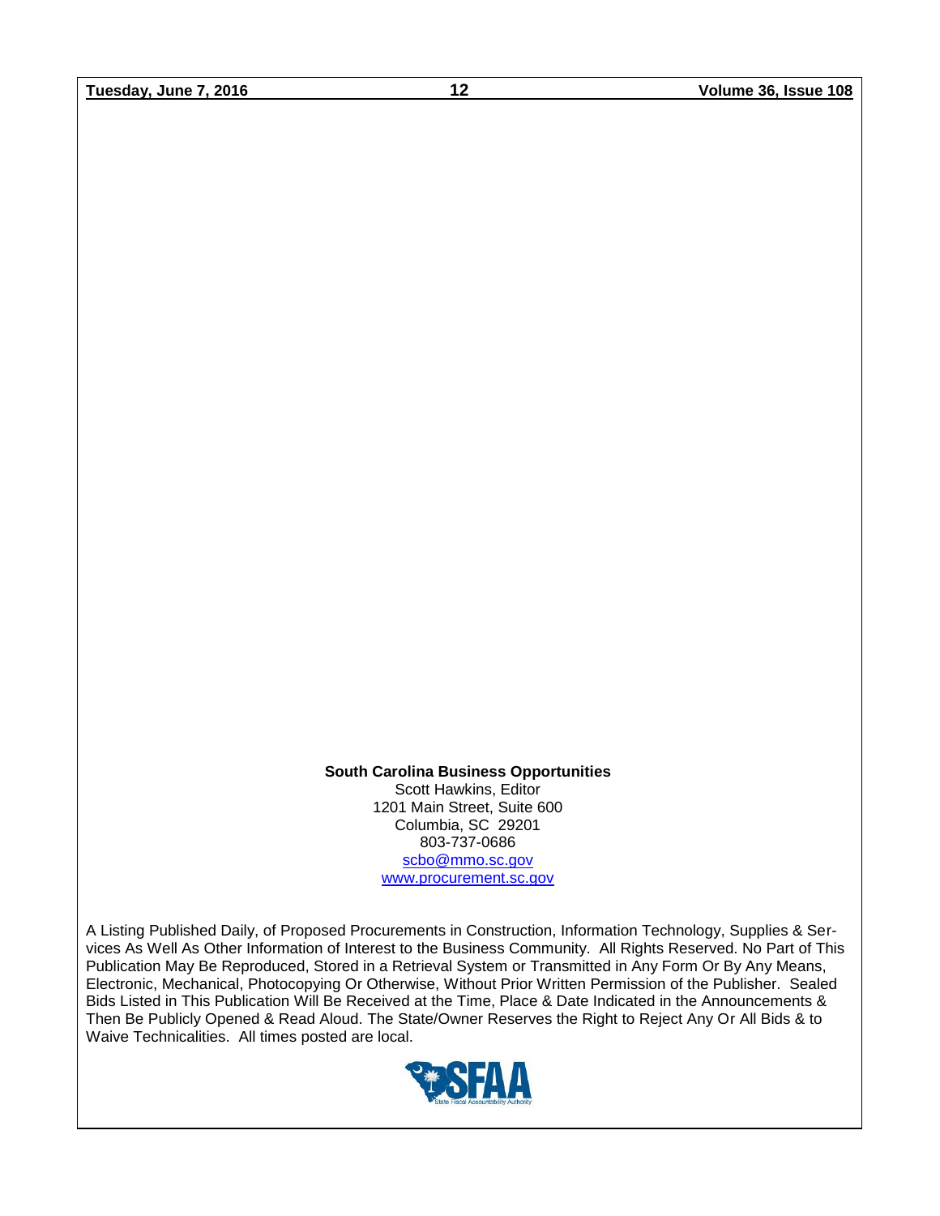**South Carolina Business Opportunities**
Scott Hawkins, Editor
1201 Main Street, Suite 600
Columbia, SC 29201
803-737-0686
scbo@mmo.sc.gov
www.procurement.sc.gov

A Listing Published Daily, of Proposed Procurements in Construction, Information Technology, Supplies & Services As Well As Other Information of Interest to the Business Community. All Rights Reserved. No Part of This Publication May Be Reproduced, Stored in a Retrieval System or Transmitted in Any Form Or By Any Means, Electronic, Mechanical, Photocopying Or Otherwise, Without Prior Written Permission of the Publisher. Sealed Bids Listed in This Publication Will Be Received at the Time, Place & Date Indicated in the Announcements & Then Be Publicly Opened & Read Aloud. The State/Owner Reserves the Right to Reject Any Or All Bids & to Waive Technicalities. All times posted are local.

SFAA
State Fiscal Accountability Authority